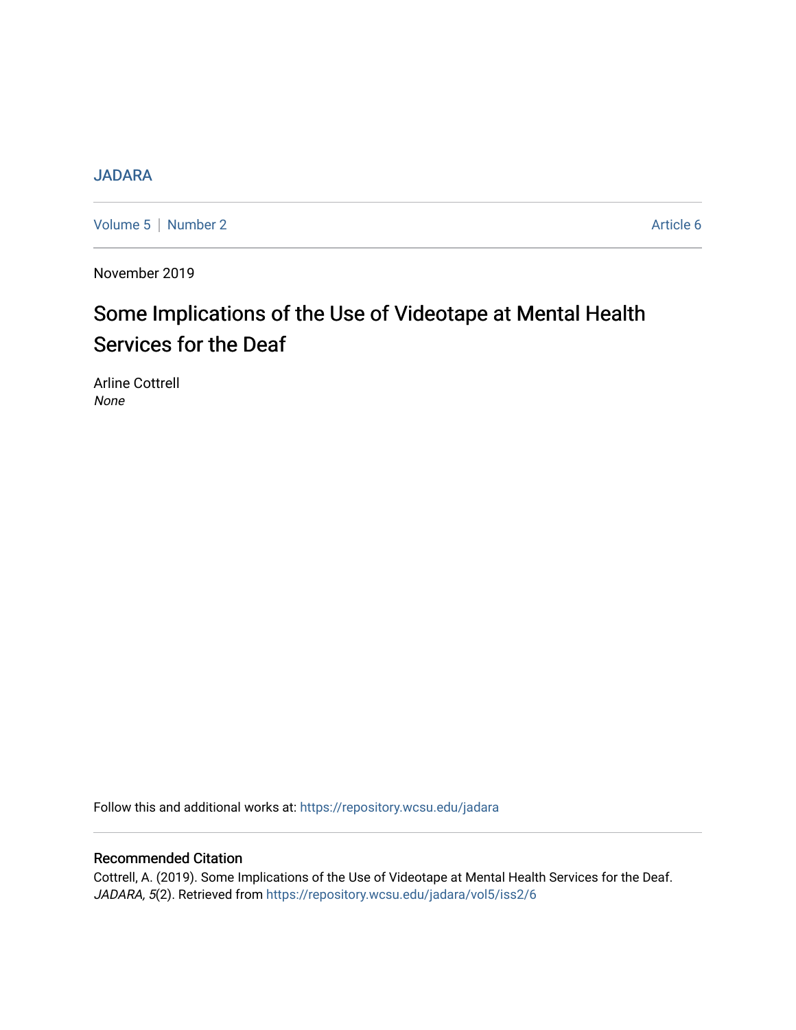JADARA

Volume 5 | Number 2 Article 6

November 2019

# Some Implications of the Use of Videotape at Mental Health Services for the Deaf

Arline Cottrell
*None*

Follow this and additional works at: https://repository.wcsu.edu/jadara

## Recommended Citation

Cottrell, A. (2019). Some Implications of the Use of Videotape at Mental Health Services for the Deaf. *JADARA, 5*(2). Retrieved from https://repository.wcsu.edu/jadara/vol5/iss2/6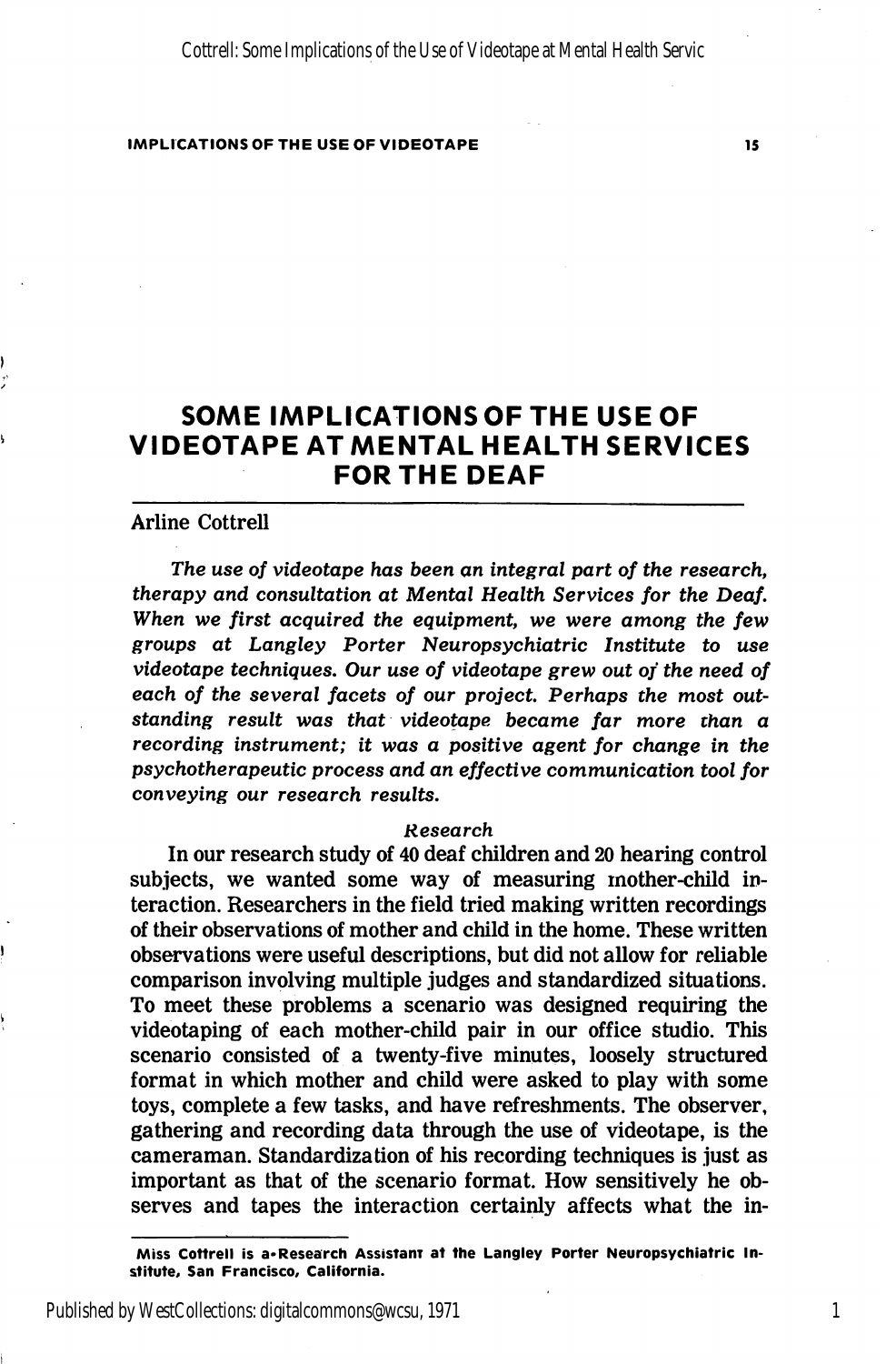# SOME IMPLICATIONS OF THE USE OF VIDEOTAPE AT MENTAL HEALTH SERVICES FOR THE DEAF

Arline Cottrell

*The use of videotape has been an integral part of the research, therapy and consultation at Mental Health Services for the Deaf. When we first acquired the equipment, we were among the few groups at Langley Porter Neuropsychiatric Institute to use videotape techniques. Our use of videotape grew out of the need of each of the several facets of our project. Perhaps the most outstanding result was that videotape became far more than a recording instrument; it was a positive agent for change in the psychotherapeutic process and an effective communication tool for conveying our research results.*

### *Research*

In our research study of 40 deaf children and 20 hearing control subjects, we wanted some way of measuring mother-child interaction. Researchers in the field tried making written recordings of their observations of mother and child in the home. These written observations were useful descriptions, but did not allow for reliable comparison involving multiple judges and standardized situations. To meet these problems a scenario was designed requiring the videotaping of each mother-child pair in our office studio. This scenario consisted of a twenty-five minutes, loosely structured format in which mother and child were asked to play with some toys, complete a few tasks, and have refreshments. The observer, gathering and recording data through the use of videotape, is the cameraman. Standardization of his recording techniques is just as important as that of the scenario format. How sensitively he observes and tapes the interaction certainly affects what the in-

Miss Cottrell is a Research Assistant at the Langley Porter Neuropsychiatric Institute, San Francisco, California.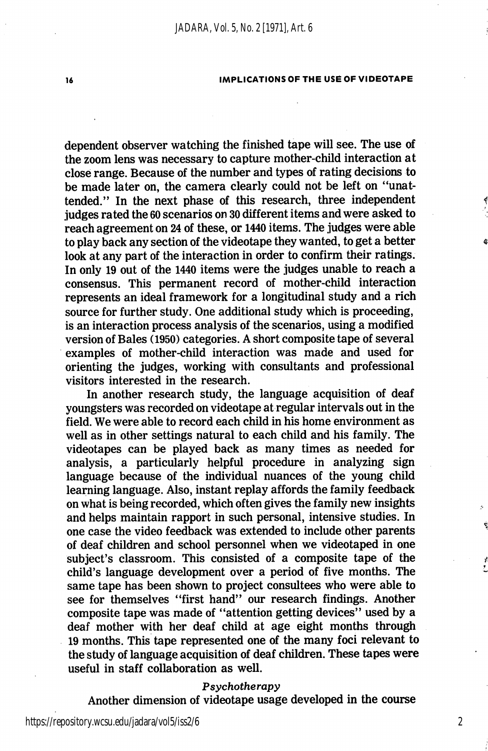dependent observer watching the finished tape will see. The use of the zoom lens was necessary to capture mother-child interaction at close range. Because of the number and types of rating decisions to be made later on, the camera clearly could not be left on "unattended." In the next phase of this research, three independent judges rated the 60 scenarios on 30 different items and were asked to reach agreement on 24 of these, or 1440 items. The judges were able to play back any section of the videotape they wanted, to get a better look at any part of the interaction in order to confirm their ratings. In only 19 out of the 1440 items were the judges unable to reach a consensus. This permanent record of mother-child interaction represents an ideal framework for a longitudinal study and a rich source for further study. One additional study which is proceeding, is an interaction process analysis of the scenarios, using a modified version of Bales (1950) categories. A short composite tape of several examples of mother-child interaction was made and used for orienting the judges, working with consultants and professional visitors interested in the research.

In another research study, the language acquisition of deaf youngsters was recorded on videotape at regular intervals out in the field. We were able to record each child in his home environment as well as in other settings natural to each child and his family. The videotapes can be played back as many times as needed for analysis, a particularly helpful procedure in analyzing sign language because of the individual nuances of the young child learning language. Also, instant replay affords the family feedback on what is being recorded, which often gives the family new insights and helps maintain rapport in such personal, intensive studies. In one case the video feedback was extended to include other parents of deaf children and school personnel when we videotaped in one subject's classroom. This consisted of a composite tape of the child's language development over a period of five months. The same tape has been shown to project consultees who were able to see for themselves "first hand" our research findings. Another composite tape was made of "attention getting devices" used by a deaf mother with her deaf child at age eight months through 19 months. This tape represented one of the many foci relevant to the study of language acquisition of deaf children. These tapes were useful in staff collaboration as well.

### *Psychotherapy*

Another dimension of videotape usage developed in the course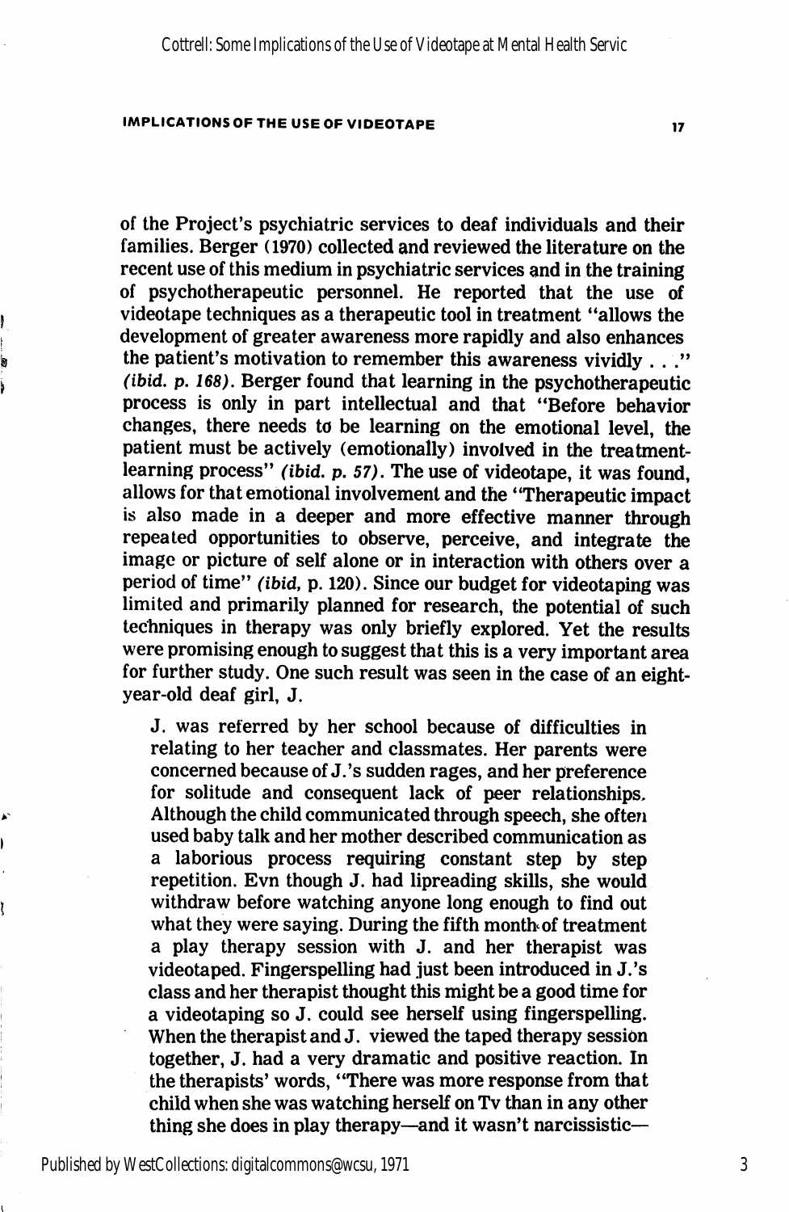of the Project's psychiatric services to deaf individuals and their families. Berger (1970) collected and reviewed the literature on the recent use of this medium in psychiatric services and in the training of psychotherapeutic personnel. He reported that the use of videotape techniques as a therapeutic tool in treatment "allows the development of greater awareness more rapidly and also enhances the patient's motivation to remember this awareness vividly . . ." *(ibid. p. 168)*. Berger found that learning in the psychotherapeutic process is only in part intellectual and that "Before behavior changes, there needs to be learning on the emotional level, the patient must be actively (emotionally) involved in the treatment-learning process" *(ibid. p. 57)*. The use of videotape, it was found, allows for that emotional involvement and the "Therapeutic impact is also made in a deeper and more effective manner through repeated opportunities to observe, perceive, and integrate the image or picture of self alone or in interaction with others over a period of time" *(ibid,* p. 120). Since our budget for videotaping was limited and primarily planned for research, the potential of such techniques in therapy was only briefly explored. Yet the results were promising enough to suggest that this is a very important area for further study. One such result was seen in the case of an eight-year-old deaf girl, J.

> J. was referred by her school because of difficulties in relating to her teacher and classmates. Her parents were concerned because of J.'s sudden rages, and her preference for solitude and consequent lack of peer relationships. Although the child communicated through speech, she often used baby talk and her mother described communication as a laborious process requiring constant step by step repetition. Evn though J. had lipreading skills, she would withdraw before watching anyone long enough to find out what they were saying. During the fifth month of treatment a play therapy session with J. and her therapist was videotaped. Fingerspelling had just been introduced in J.'s class and her therapist thought this might be a good time for a videotaping so J. could see herself using fingerspelling. When the therapist and J. viewed the taped therapy session together, J. had a very dramatic and positive reaction. In the therapists' words, "There was more response from that child when she was watching herself on Tv than in any other thing she does in play therapy—and it wasn't narcissistic—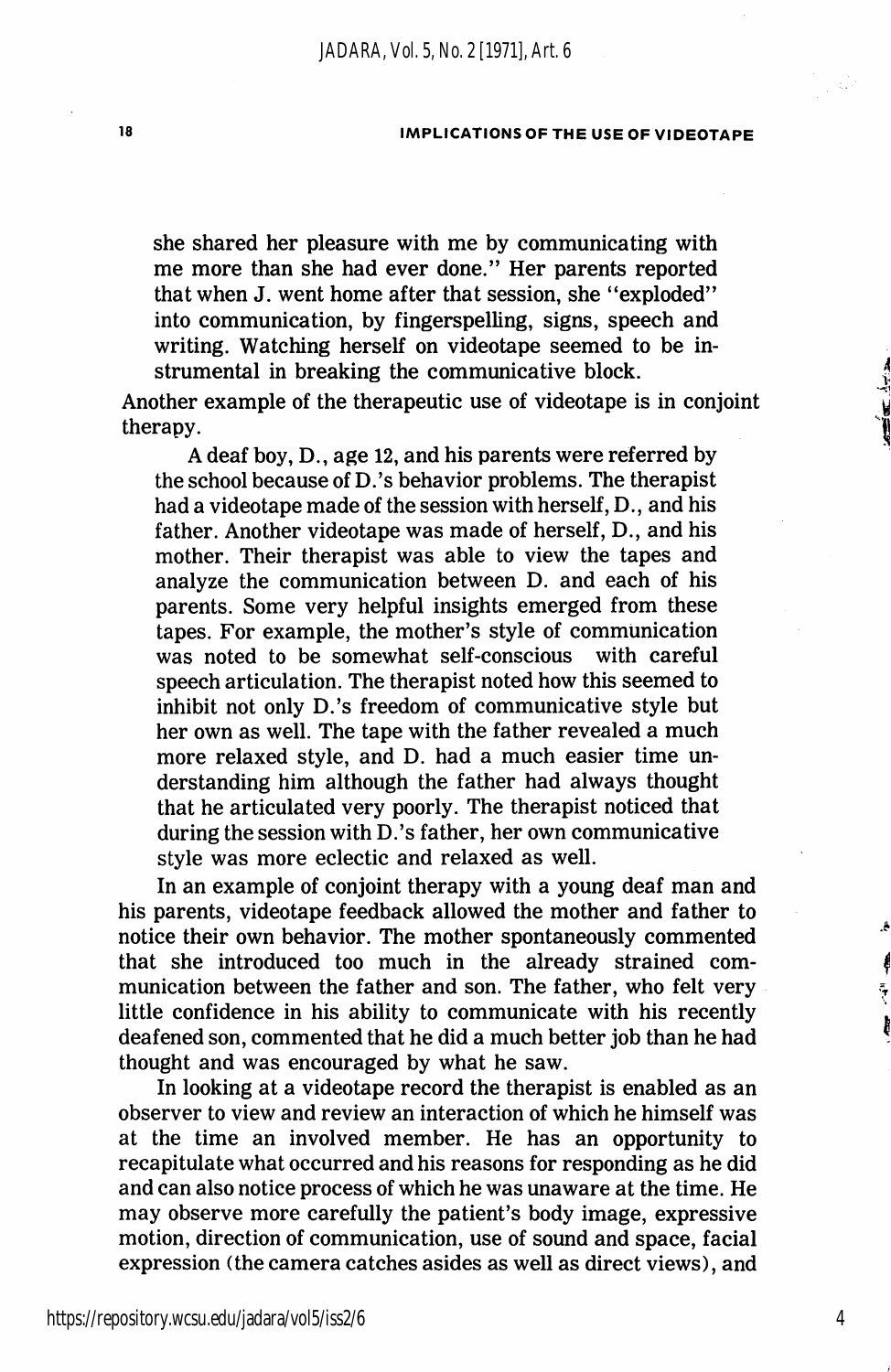she shared her pleasure with me by communicating with me more than she had ever done." Her parents reported that when J. went home after that session, she "exploded" into communication, by fingerspelling, signs, speech and writing. Watching herself on videotape seemed to be instrumental in breaking the communicative block.

Another example of the therapeutic use of videotape is in conjoint therapy.

> A deaf boy, D., age 12, and his parents were referred by the school because of D.'s behavior problems. The therapist had a videotape made of the session with herself, D., and his father. Another videotape was made of herself, D., and his mother. Their therapist was able to view the tapes and analyze the communication between D. and each of his parents. Some very helpful insights emerged from these tapes. For example, the mother's style of communication was noted to be somewhat self-conscious with careful speech articulation. The therapist noted how this seemed to inhibit not only D.'s freedom of communicative style but her own as well. The tape with the father revealed a much more relaxed style, and D. had a much easier time understanding him although the father had always thought that he articulated very poorly. The therapist noticed that during the session with D.'s father, her own communicative style was more eclectic and relaxed as well.

In an example of conjoint therapy with a young deaf man and his parents, videotape feedback allowed the mother and father to notice their own behavior. The mother spontaneously commented that she introduced too much in the already strained communication between the father and son. The father, who felt very little confidence in his ability to communicate with his recently deafened son, commented that he did a much better job than he had thought and was encouraged by what he saw.

In looking at a videotape record the therapist is enabled as an observer to view and review an interaction of which he himself was at the time an involved member. He has an opportunity to recapitulate what occurred and his reasons for responding as he did and can also notice process of which he was unaware at the time. He may observe more carefully the patient's body image, expressive motion, direction of communication, use of sound and space, facial expression (the camera catches asides as well as direct views), and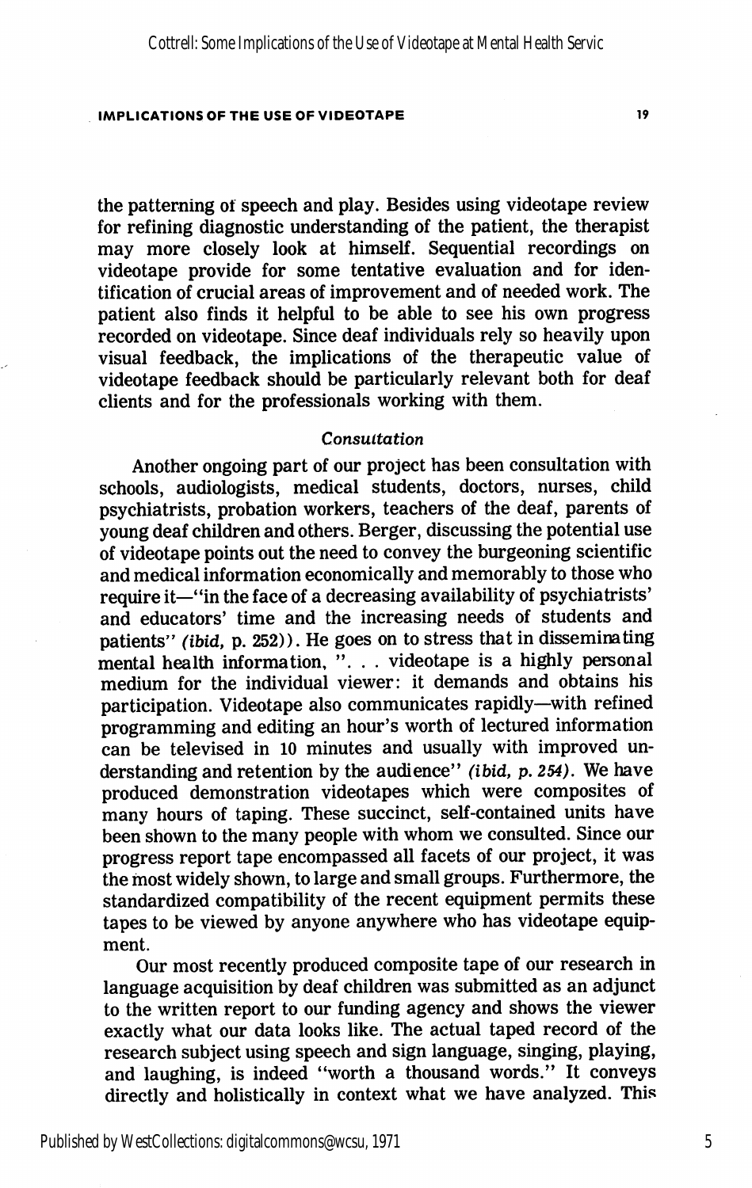the patterning of speech and play. Besides using videotape review for refining diagnostic understanding of the patient, the therapist may more closely look at himself. Sequential recordings on videotape provide for some tentative evaluation and for identification of crucial areas of improvement and of needed work. The patient also finds it helpful to be able to see his own progress recorded on videotape. Since deaf individuals rely so heavily upon visual feedback, the implications of the therapeutic value of videotape feedback should be particularly relevant both for deaf clients and for the professionals working with them.

### *Consultation*

Another ongoing part of our project has been consultation with schools, audiologists, medical students, doctors, nurses, child psychiatrists, probation workers, teachers of the deaf, parents of young deaf children and others. Berger, discussing the potential use of videotape points out the need to convey the burgeoning scientific and medical information economically and memorably to those who require it—"in the face of a decreasing availability of psychiatrists' and educators' time and the increasing needs of students and patients" (*ibid*, p. 252)). He goes on to stress that in disseminating mental health information, ". . . videotape is a highly personal medium for the individual viewer: it demands and obtains his participation. Videotape also communicates rapidly—with refined programming and editing an hour's worth of lectured information can be televised in 10 minutes and usually with improved understanding and retention by the audience" (*ibid, p. 254).* We have produced demonstration videotapes which were composites of many hours of taping. These succinct, self-contained units have been shown to the many people with whom we consulted. Since our progress report tape encompassed all facets of our project, it was the most widely shown, to large and small groups. Furthermore, the standardized compatibility of the recent equipment permits these tapes to be viewed by anyone anywhere who has videotape equipment.

Our most recently produced composite tape of our research in language acquisition by deaf children was submitted as an adjunct to the written report to our funding agency and shows the viewer exactly what our data looks like. The actual taped record of the research subject using speech and sign language, singing, playing, and laughing, is indeed "worth a thousand words." It conveys directly and holistically in context what we have analyzed. This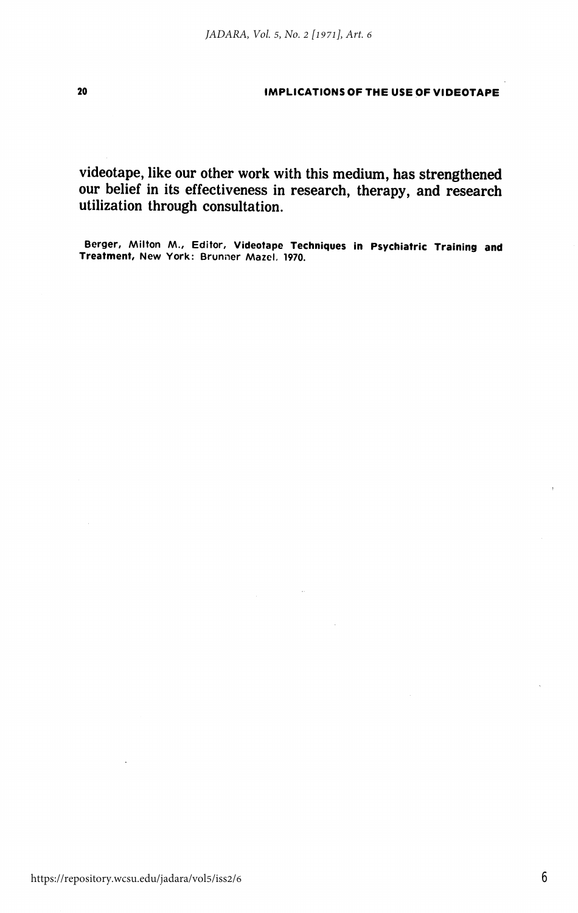videotape, like our other work with this medium, has strengthened our belief in its effectiveness in research, therapy, and research utilization through consultation.

**Berger, Milton M., Editor, Videotape Techniques in Psychiatric Training and Treatment, New York: Brunner Mazel, 1970.**